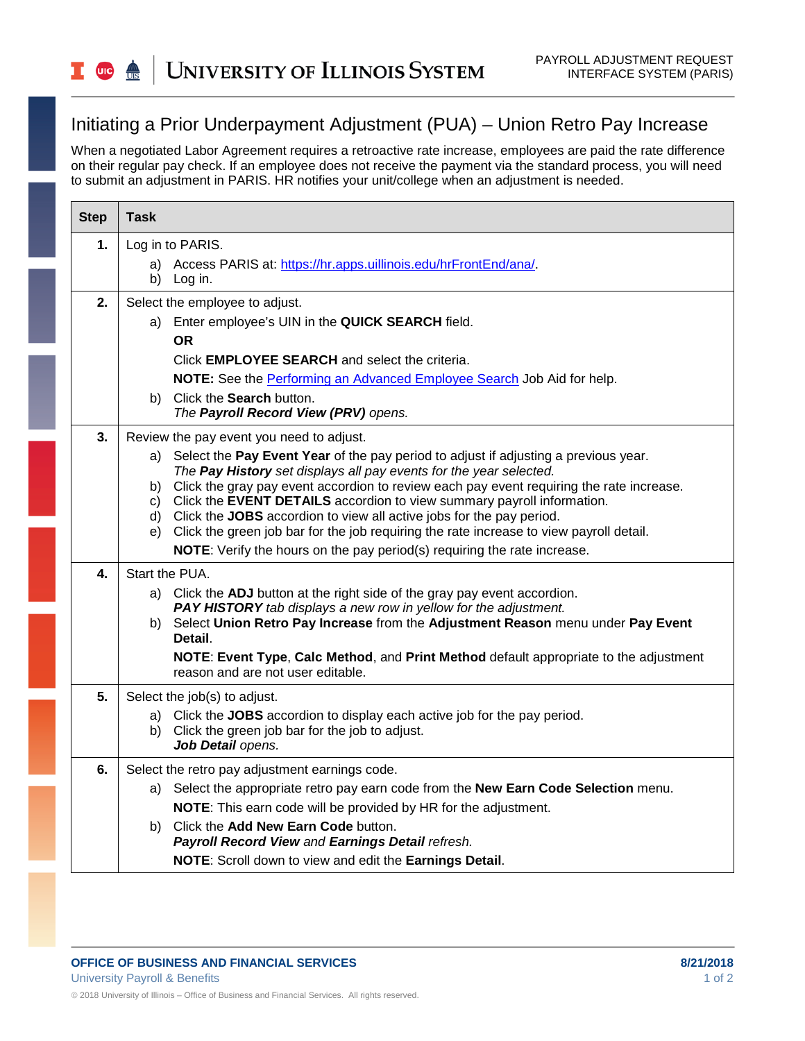# Initiating a Prior Underpayment Adjustment (PUA) – Union Retro Pay Increase

When a negotiated Labor Agreement requires a retroactive rate increase, employees are paid the rate difference on their regular pay check. If an employee does not receive the payment via the standard process, you will need to submit an adjustment in PARIS. HR notifies your unit/college when an adjustment is needed.

| Step | Task |
|---|---|
| **1.** | Log in to PARIS.<br>a) Access PARIS at: [https://hr.apps.uillinois.edu/hrFrontEnd/ana/](https://hr.apps.uillinois.edu/hrFrontEnd/ana/).<br>b) Log in. |
| **2.** | Select the employee to adjust.<br>a) Enter employee's UIN in the **QUICK SEARCH** field.<br>**OR**<br>Click **EMPLOYEE SEARCH** and select the criteria.<br>**NOTE:** See the Performing an Advanced Employee Search Job Aid for help.<br>b) Click the **Search** button.<br>*The **Payroll Record View (PRV)** opens.* |
| **3.** | Review the pay event you need to adjust.<br>a) Select the **Pay Event Year** of the pay period to adjust if adjusting a previous year.<br>*The **Pay History** set displays all pay events for the year selected.*<br>b) Click the gray pay event accordion to review each pay event requiring the rate increase.<br>c) Click the **EVENT DETAILS** accordion to view summary payroll information.<br>d) Click the **JOBS** accordion to view all active jobs for the pay period.<br>e) Click the green job bar for the job requiring the rate increase to view payroll detail.<br>**NOTE**: Verify the hours on the pay period(s) requiring the rate increase. |
| **4.** | Start the PUA.<br>a) Click the **ADJ** button at the right side of the gray pay event accordion.<br>***PAY HISTORY** tab displays a new row in yellow for the adjustment.*<br>b) Select **Union Retro Pay Increase** from the **Adjustment Reason** menu under **Pay Event Detail**.<br>**NOTE**: **Event Type**, **Calc Method**, and **Print Method** default appropriate to the adjustment reason and are not user editable. |
| **5.** | Select the job(s) to adjust.<br>a) Click the **JOBS** accordion to display each active job for the pay period.<br>b) Click the green job bar for the job to adjust.<br>***Job Detail** opens.* |
| **6.** | Select the retro pay adjustment earnings code.<br>a) Select the appropriate retro pay earn code from the **New Earn Code Selection** menu.<br>**NOTE**: This earn code will be provided by HR for the adjustment.<br>b) Click the **Add New Earn Code** button.<br>***Payroll Record View** and **Earnings Detail** refresh.*<br>**NOTE**: Scroll down to view and edit the **Earnings Detail**. |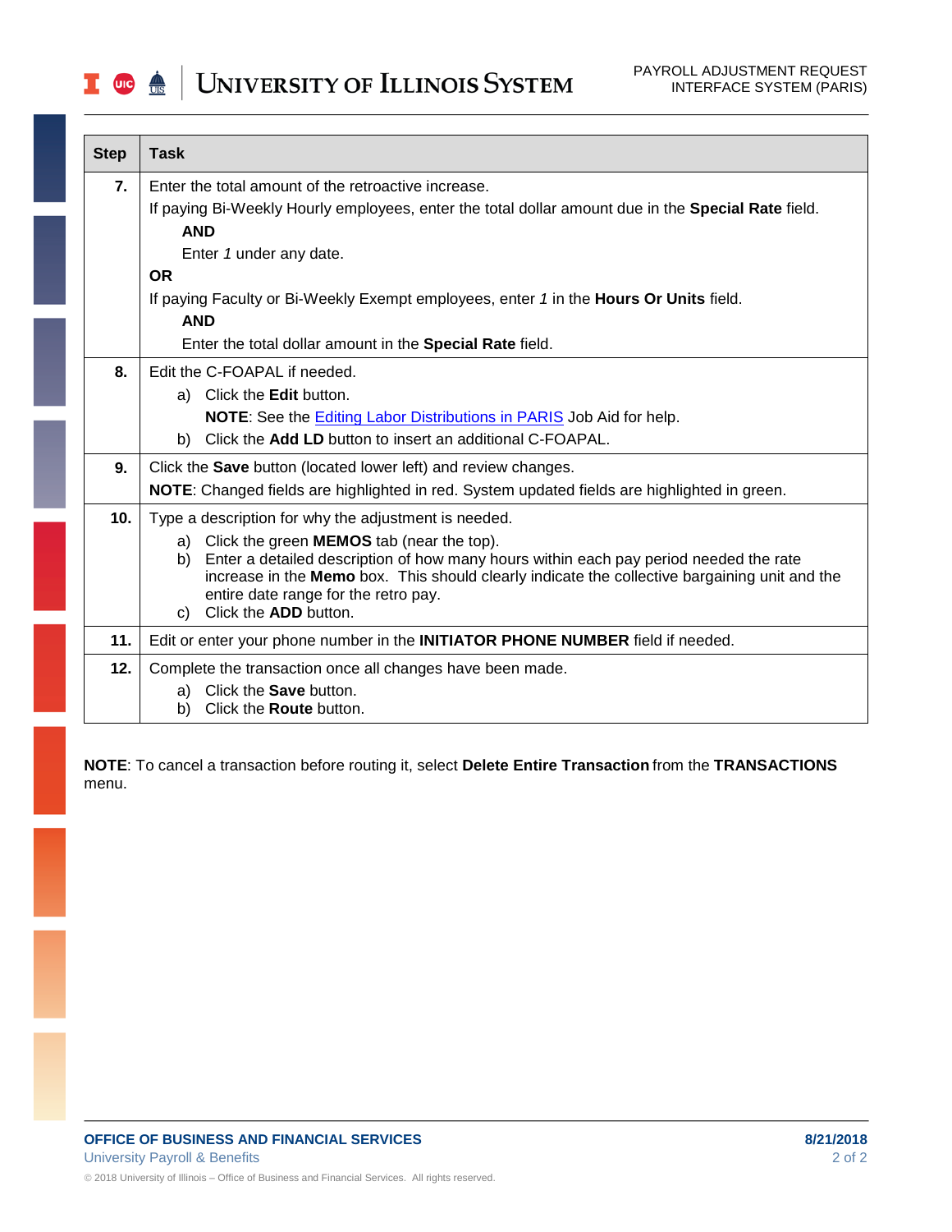| Step | Task |
|---|---|
| **7.** | Enter the total amount of the retroactive increase.<br>If paying Bi-Weekly Hourly employees, enter the total dollar amount due in the **Special Rate** field.<br>**AND**<br>Enter *1* under any date.<br>**OR**<br>If paying Faculty or Bi-Weekly Exempt employees, enter *1* in the **Hours Or Units** field.<br>**AND**<br>Enter the total dollar amount in the **Special Rate** field. |
| **8.** | Edit the C-FOAPAL if needed.<br>a) Click the **Edit** button.<br>**NOTE**: See the [Editing Labor Distributions in PARIS]() Job Aid for help.<br>b) Click the **Add LD** button to insert an additional C-FOAPAL. |
| **9.** | Click the **Save** button (located lower left) and review changes.<br>**NOTE**: Changed fields are highlighted in red. System updated fields are highlighted in green. |
| **10.** | Type a description for why the adjustment is needed.<br>a) Click the green **MEMOS** tab (near the top).<br>b) Enter a detailed description of how many hours within each pay period needed the rate increase in the **Memo** box. This should clearly indicate the collective bargaining unit and the entire date range for the retro pay.<br>c) Click the **ADD** button. |
| **11.** | Edit or enter your phone number in the **INITIATOR PHONE NUMBER** field if needed. |
| **12.** | Complete the transaction once all changes have been made.<br>a) Click the **Save** button.<br>b) Click the **Route** button. |

**NOTE**: To cancel a transaction before routing it, select **Delete Entire Transaction** from the **TRANSACTIONS** menu.